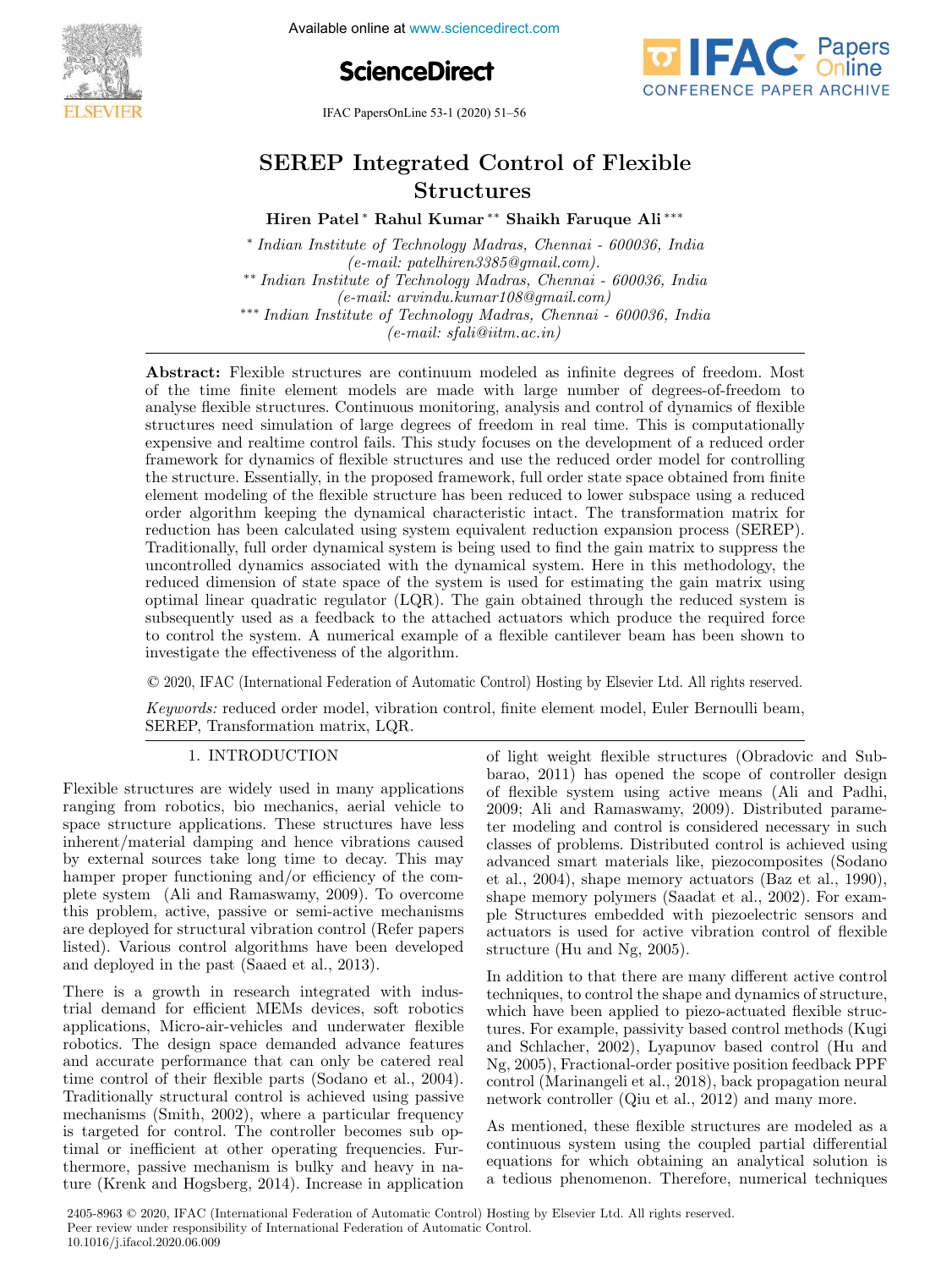# SEREP Integrated Control of Flexible Structures

**Hiren Patel** [*] **Rahul Kumar** [**] **Shaikh Faruque Ali** [***]

[*] *Indian Institute of Technology Madras, Chennai - 600036, India (e-mail: patelhiren3385@gmail.com).*

[**] *Indian Institute of Technology Madras, Chennai - 600036, India (e-mail: arvindu.kumar108@gmail.com)*

[***] *Indian Institute of Technology Madras, Chennai - 600036, India (e-mail: sfali@iitm.ac.in)*

**Abstract:** Flexible structures are continuum modeled as infinite degrees of freedom. Most of the time finite element models are made with large number of degrees-of-freedom to analyse flexible structures. Continuous monitoring, analysis and control of dynamics of flexible structures need simulation of large degrees of freedom in real time. This is computationally expensive and realtime control fails. This study focuses on the development of a reduced order framework for dynamics of flexible structures and use the reduced order model for controlling the structure. Essentially, in the proposed framework, full order state space obtained from finite element modeling of the flexible structure has been reduced to lower subspace using a reduced order algorithm keeping the dynamical characteristic intact. The transformation matrix for reduction has been calculated using system equivalent reduction expansion process (SEREP). Traditionally, full order dynamical system is being used to find the gain matrix to suppress the uncontrolled dynamics associated with the dynamical system. Here in this methodology, the reduced dimension of state space of the system is used for estimating the gain matrix using optimal linear quadratic regulator (LQR). The gain obtained through the reduced system is subsequently used as a feedback to the attached actuators which produce the required force to control the system. A numerical example of a flexible cantilever beam has been shown to investigate the effectiveness of the algorithm.

© 2020, IFAC (International Federation of Automatic Control) Hosting by Elsevier Ltd. All rights reserved.

*Keywords:* reduced order model, vibration control, finite element model, Euler Bernoulli beam, SEREP, Transformation matrix, LQR.

## 1. INTRODUCTION

Flexible structures are widely used in many applications ranging from robotics, bio mechanics, aerial vehicle to space structure applications. These structures have less inherent/material damping and hence vibrations caused by external sources take long time to decay. This may hamper proper functioning and/or efficiency of the complete system (Ali and Ramaswamy, 2009). To overcome this problem, active, passive or semi-active mechanisms are deployed for structural vibration control (Refer papers listed). Various control algorithms have been developed and deployed in the past (Saaed et al., 2013).

There is a growth in research integrated with industrial demand for efficient MEMs devices, soft robotics applications, Micro-air-vehicles and underwater flexible robotics. The design space demanded advance features and accurate performance that can only be catered real time control of their flexible parts (Sodano et al., 2004). Traditionally structural control is achieved using passive mechanisms (Smith, 2002), where a particular frequency is targeted for control. The controller becomes sub optimal or inefficient at other operating frequencies. Furthermore, passive mechanism is bulky and heavy in nature (Krenk and Hogsberg, 2014). Increase in application of light weight flexible structures (Obradovic and Subbarao, 2011) has opened the scope of controller design of flexible system using active means (Ali and Padhi, 2009; Ali and Ramaswamy, 2009). Distributed parameter modeling and control is considered necessary in such classes of problems. Distributed control is achieved using advanced smart materials like, piezocomposites (Sodano et al., 2004), shape memory actuators (Baz et al., 1990), shape memory polymers (Saadat et al., 2002). For example Structures embedded with piezoelectric sensors and actuators is used for active vibration control of flexible structure (Hu and Ng, 2005).

In addition to that there are many different active control techniques, to control the shape and dynamics of structure, which have been applied to piezo-actuated flexible structures. For example, passivity based control methods (Kugi and Schlacher, 2002), Lyapunov based control (Hu and Ng, 2005), Fractional-order positive position feedback PPF control (Marinangeli et al., 2018), back propagation neural network controller (Qiu et al., 2012) and many more.

As mentioned, these flexible structures are modeled as a continuous system using the coupled partial differential equations for which obtaining an analytical solution is a tedious phenomenon. Therefore, numerical techniques

2405-8963 © 2020, IFAC (International Federation of Automatic Control) Hosting by Elsevier Ltd. All rights reserved.
Peer review under responsibility of International Federation of Automatic Control.
10.1016/j.ifacol.2020.06.009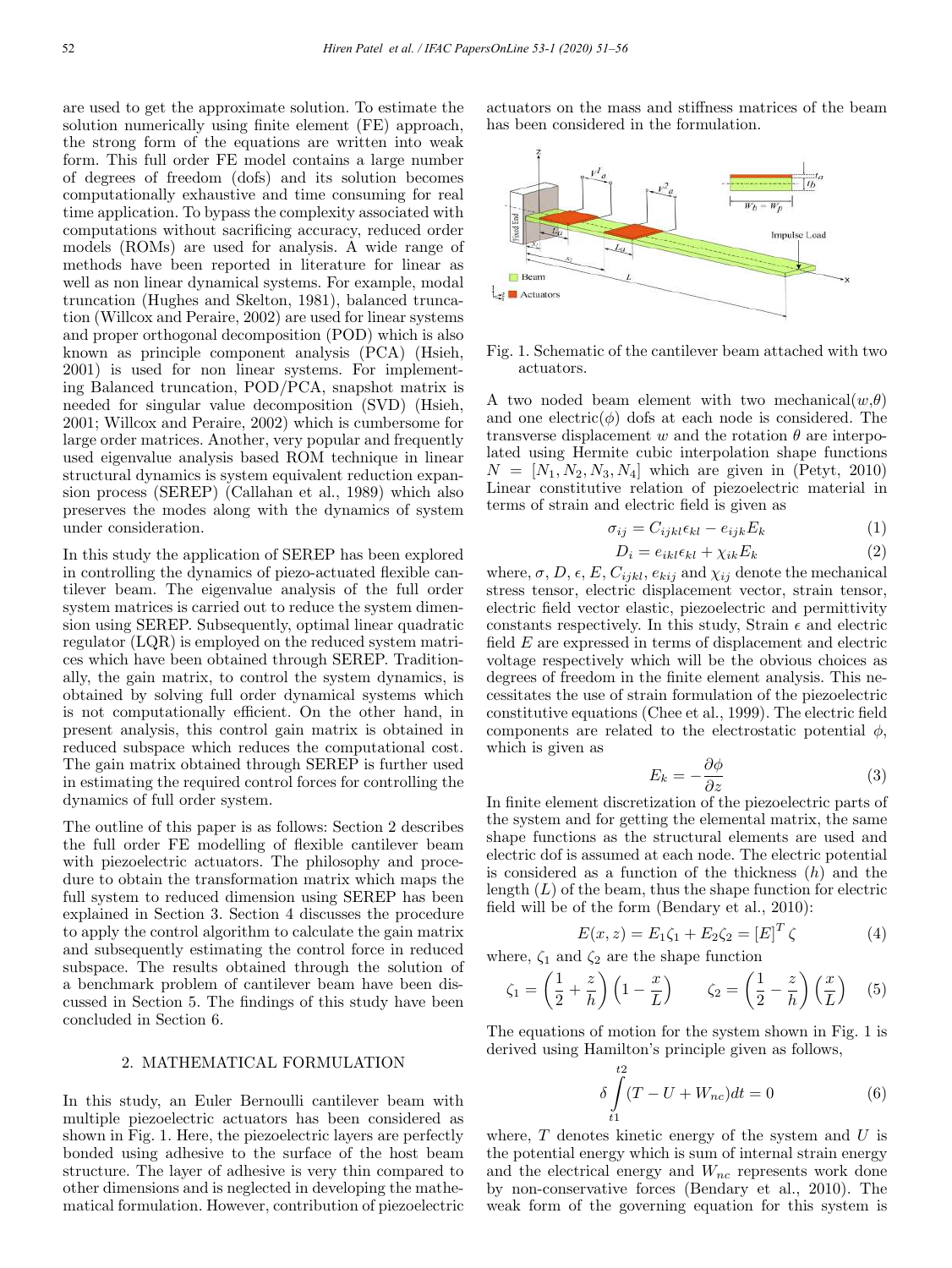are used to get the approximate solution. To estimate the solution numerically using finite element (FE) approach, the strong form of the equations are written into weak form. This full order FE model contains a large number of degrees of freedom (dofs) and its solution becomes computationally exhaustive and time consuming for real time application. To bypass the complexity associated with computations without sacrificing accuracy, reduced order models (ROMs) are used for analysis. A wide range of methods have been reported in literature for linear as well as non linear dynamical systems. For example, modal truncation (Hughes and Skelton, 1981), balanced truncation (Willcox and Peraire, 2002) are used for linear systems and proper orthogonal decomposition (POD) which is also known as principle component analysis (PCA) (Hsieh, 2001) is used for non linear systems. For implementing Balanced truncation, POD/PCA, snapshot matrix is needed for singular value decomposition (SVD) (Hsieh, 2001; Willcox and Peraire, 2002) which is cumbersome for large order matrices. Another, very popular and frequently used eigenvalue analysis based ROM technique in linear structural dynamics is system equivalent reduction expansion process (SEREP) (Callahan et al., 1989) which also preserves the modes along with the dynamics of system under consideration.

In this study the application of SEREP has been explored in controlling the dynamics of piezo-actuated flexible cantilever beam. The eigenvalue analysis of the full order system matrices is carried out to reduce the system dimension using SEREP. Subsequently, optimal linear quadratic regulator (LQR) is employed on the reduced system matrices which have been obtained through SEREP. Traditionally, the gain matrix, to control the system dynamics, is obtained by solving full order dynamical systems which is not computationally efficient. On the other hand, in present analysis, this control gain matrix is obtained in reduced subspace which reduces the computational cost. The gain matrix obtained through SEREP is further used in estimating the required control forces for controlling the dynamics of full order system.

The outline of this paper is as follows: Section 2 describes the full order FE modelling of flexible cantilever beam with piezoelectric actuators. The philosophy and procedure to obtain the transformation matrix which maps the full system to reduced dimension using SEREP has been explained in Section 3. Section 4 discusses the procedure to apply the control algorithm to calculate the gain matrix and subsequently estimating the control force in reduced subspace. The results obtained through the solution of a benchmark problem of cantilever beam have been discussed in Section 5. The findings of this study have been concluded in Section 6.

## 2. MATHEMATICAL FORMULATION

In this study, an Euler Bernoulli cantilever beam with multiple piezoelectric actuators has been considered as shown in Fig. 1. Here, the piezoelectric layers are perfectly bonded using adhesive to the surface of the host beam structure. The layer of adhesive is very thin compared to other dimensions and is neglected in developing the mathematical formulation. However, contribution of piezoelectric actuators on the mass and stiffness matrices of the beam has been considered in the formulation.

Fig. 1. Schematic of the cantilever beam attached with two actuators.

A two noded beam element with two mechanical($w$,$\theta$) and one electric($\phi$) dofs at each node is considered. The transverse displacement $w$ and the rotation $\theta$ are interpolated using Hermite cubic interpolation shape functions $N = [N_1, N_2, N_3, N_4]$ which are given in (Petyt, 2010) Linear constitutive relation of piezoelectric material in terms of strain and electric field is given as

$$\sigma_{ij} = C_{ijkl}\epsilon_{kl} - e_{ijk}E_k \tag{1}$$

$$D_i = e_{ikl}\epsilon_{kl} + \chi_{ik}E_k \tag{2}$$

where, $\sigma$, $D$, $\epsilon$, $E$, $C_{ijkl}$, $e_{kij}$ and $\chi_{ij}$ denote the mechanical stress tensor, electric displacement vector, strain tensor, electric field vector elastic, piezoelectric and permittivity constants respectively. In this study, Strain $\epsilon$ and electric field $E$ are expressed in terms of displacement and electric voltage respectively which will be the obvious choices as degrees of freedom in the finite element analysis. This necessitates the use of strain formulation of the piezoelectric constitutive equations (Chee et al., 1999). The electric field components are related to the electrostatic potential $\phi$, which is given as

$$E_k = -\frac{\partial \phi}{\partial z} \tag{3}$$

In finite element discretization of the piezoelectric parts of the system and for getting the elemental matrix, the same shape functions as the structural elements are used and electric dof is assumed at each node. The electric potential is considered as a function of the thickness ($h$) and the length ($L$) of the beam, thus the shape function for electric field will be of the form (Bendary et al., 2010):

$$E(x,z) = E_1\zeta_1 + E_2\zeta_2 = [E]^T\zeta \tag{4}$$

where, $\zeta_1$ and $\zeta_2$ are the shape function

$$\zeta_1 = \left(\frac{1}{2} + \frac{z}{h}\right)\left(1 - \frac{x}{L}\right) \qquad \zeta_2 = \left(\frac{1}{2} - \frac{z}{h}\right)\left(\frac{x}{L}\right) \tag{5}$$

The equations of motion for the system shown in Fig. 1 is derived using Hamilton's principle given as follows,

$$\delta \int_{t1}^{t2} (T - U + W_{nc})dt = 0 \tag{6}$$

where, $T$ denotes kinetic energy of the system and $U$ is the potential energy which is sum of internal strain energy and the electrical energy and $W_{nc}$ represents work done by non-conservative forces (Bendary et al., 2010). The weak form of the governing equation for this system is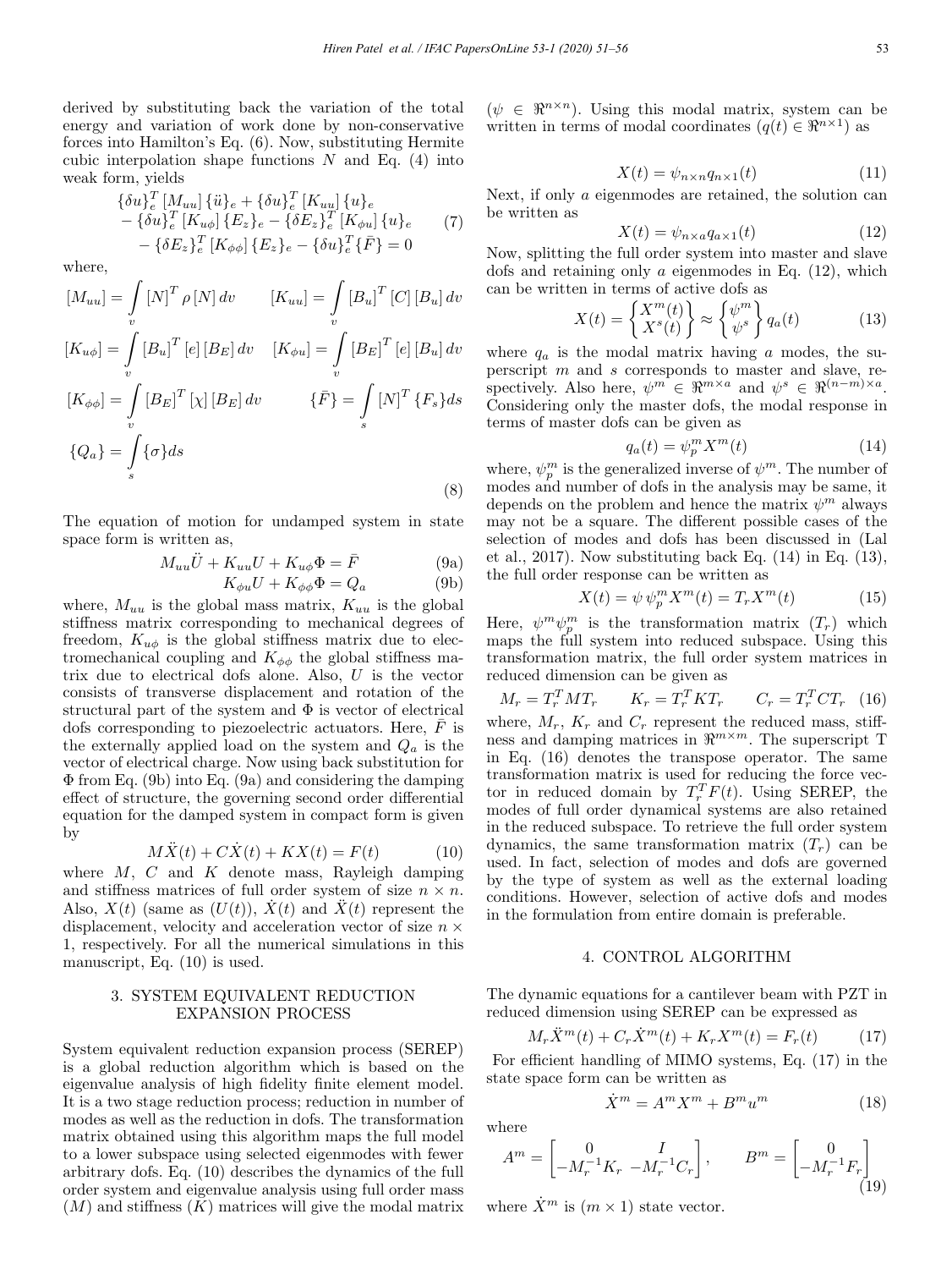derived by substituting back the variation of the total energy and variation of work done by non-conservative forces into Hamilton's Eq. (6). Now, substituting Hermite cubic interpolation shape functions $N$ and Eq. (4) into weak form, yields

$$\begin{aligned} &\{\delta u\}_e^T [M_{uu}] \{\ddot{u}\}_e + \{\delta u\}_e^T [K_{uu}] \{u\}_e \\ &- \{\delta u\}_e^T [K_{u\phi}] \{E_z\}_e - \{\delta E_z\}_e^T [K_{\phi u}] \{u\}_e \\ &- \{\delta E_z\}_e^T [K_{\phi\phi}] \{E_z\}_e - \{\delta u\}_e^T \{\bar{F}\} = 0 \end{aligned} \tag{7}$$

where,

$$\begin{aligned} [M_{uu}] &= \int_v [N]^T \rho [N] \, dv \qquad [K_{uu}] = \int_v [B_u]^T [C] [B_u] \, dv \\ [K_{u\phi}] &= \int_v [B_u]^T [e] [B_E] \, dv \quad [K_{\phi u}] = \int_v [B_E]^T [e] [B_u] \, dv \\ [K_{\phi\phi}] &= \int_v [B_E]^T [\chi] [B_E] \, dv \qquad \{\bar{F}\} = \int_s [N]^T \{F_s\} ds \\ \{Q_a\} &= \int_s \{\sigma\} ds \end{aligned} \tag{8}$$

The equation of motion for undamped system in state space form is written as,

$$M_{uu}\ddot{U} + K_{uu}U + K_{u\phi}\Phi = \bar{F} \tag{9a}$$

$$K_{\phi u}U + K_{\phi\phi}\Phi = Q_a \tag{9b}$$

where, $M_{uu}$ is the global mass matrix, $K_{uu}$ is the global stiffness matrix corresponding to mechanical degrees of freedom, $K_{u\phi}$ is the global stiffness matrix due to electromechanical coupling and $K_{\phi\phi}$ the global stiffness matrix due to electrical dofs alone. Also, $U$ is the vector consists of transverse displacement and rotation of the structural part of the system and $\Phi$ is vector of electrical dofs corresponding to piezoelectric actuators. Here, $\bar{F}$ is the externally applied load on the system and $Q_a$ is the vector of electrical charge. Now using back substitution for $\Phi$ from Eq. (9b) into Eq. (9a) and considering the damping effect of structure, the governing second order differential equation for the damped system in compact form is given by

$$M\ddot{X}(t) + C\dot{X}(t) + KX(t) = F(t) \tag{10}$$

where $M$, $C$ and $K$ denote mass, Rayleigh damping and stiffness matrices of full order system of size $n \times n$. Also, $X(t)$ (same as $(U(t))$, $\dot{X}(t)$ and $\ddot{X}(t)$ represent the displacement, velocity and acceleration vector of size $n \times 1$, respectively. For all the numerical simulations in this manuscript, Eq. (10) is used.

## 3. SYSTEM EQUIVALENT REDUCTION EXPANSION PROCESS

System equivalent reduction expansion process (SEREP) is a global reduction algorithm which is based on the eigenvalue analysis of high fidelity finite element model. It is a two stage reduction process; reduction in number of modes as well as the reduction in dofs. The transformation matrix obtained using this algorithm maps the full model to a lower subspace using selected eigenmodes with fewer arbitrary dofs. Eq. (10) describes the dynamics of the full order system and eigenvalue analysis using full order mass ($M$) and stiffness ($K$) matrices will give the modal matrix ($\psi \in \Re^{n \times n}$). Using this modal matrix, system can be written in terms of modal coordinates ($q(t) \in \Re^{n \times 1}$) as

$$X(t) = \psi_{n \times n} q_{n \times 1}(t) \tag{11}$$

Next, if only $a$ eigenmodes are retained, the solution can be written as

$$X(t) = \psi_{n \times a} q_{a \times 1}(t) \tag{12}$$

Now, splitting the full order system into master and slave dofs and retaining only $a$ eigenmodes in Eq. (12), which can be written in terms of active dofs as

$$X(t) = \begin{Bmatrix} X^m(t) \\ X^s(t) \end{Bmatrix} \approx \begin{Bmatrix} \psi^m \\ \psi^s \end{Bmatrix} q_a(t) \tag{13}$$

where $q_a$ is the modal matrix having $a$ modes, the superscript $m$ and $s$ corresponds to master and slave, respectively. Also here, $\psi^m \in \Re^{m \times a}$ and $\psi^s \in \Re^{(n-m) \times a}$. Considering only the master dofs, the modal response in terms of master dofs can be given as

$$q_a(t) = \psi_p^m X^m(t) \tag{14}$$

where, $\psi_p^m$ is the generalized inverse of $\psi^m$. The number of modes and number of dofs in the analysis may be same, it depends on the problem and hence the matrix $\psi^m$ always may not be a square. The different possible cases of the selection of modes and dofs has been discussed in (Lal et al., 2017). Now substituting back Eq. (14) in Eq. (13), the full order response can be written as

$$X(t) = \psi \, \psi_p^m X^m(t) = T_r X^m(t) \tag{15}$$

Here, $\psi^m \psi_p^m$ is the transformation matrix ($T_r$) which maps the full system into reduced subspace. Using this transformation matrix, the full order system matrices in reduced dimension can be given as

$$M_r = T_r^T M T_r \qquad K_r = T_r^T K T_r \qquad C_r = T_r^T C T_r \tag{16}$$

where, $M_r$, $K_r$ and $C_r$ represent the reduced mass, stiffness and damping matrices in $\Re^{m \times m}$. The superscript T in Eq. (16) denotes the transpose operator. The same transformation matrix is used for reducing the force vector in reduced domain by $T_r^T F(t)$. Using SEREP, the modes of full order dynamical systems are also retained in the reduced subspace. To retrieve the full order system dynamics, the same transformation matrix ($T_r$) can be used. In fact, selection of modes and dofs are governed by the type of system as well as the external loading conditions. However, selection of active dofs and modes in the formulation from entire domain is preferable.

## 4. CONTROL ALGORITHM

The dynamic equations for a cantilever beam with PZT in reduced dimension using SEREP can be expressed as

$$M_r \ddot{X}^m(t) + C_r \dot{X}^m(t) + K_r X^m(t) = F_r(t) \tag{17}$$

For efficient handling of MIMO systems, Eq. (17) in the state space form can be written as

$$\dot{X}^m = A^m X^m + B^m u^m \tag{18}$$

where

$$A^m = \begin{bmatrix} 0 & I \\ -M_r^{-1} K_r & -M_r^{-1} C_r \end{bmatrix}, \qquad B^m = \begin{bmatrix} 0 \\ -M_r^{-1} F_r \end{bmatrix} \tag{19}$$

where $\dot{X}^m$ is $(m \times 1)$ state vector.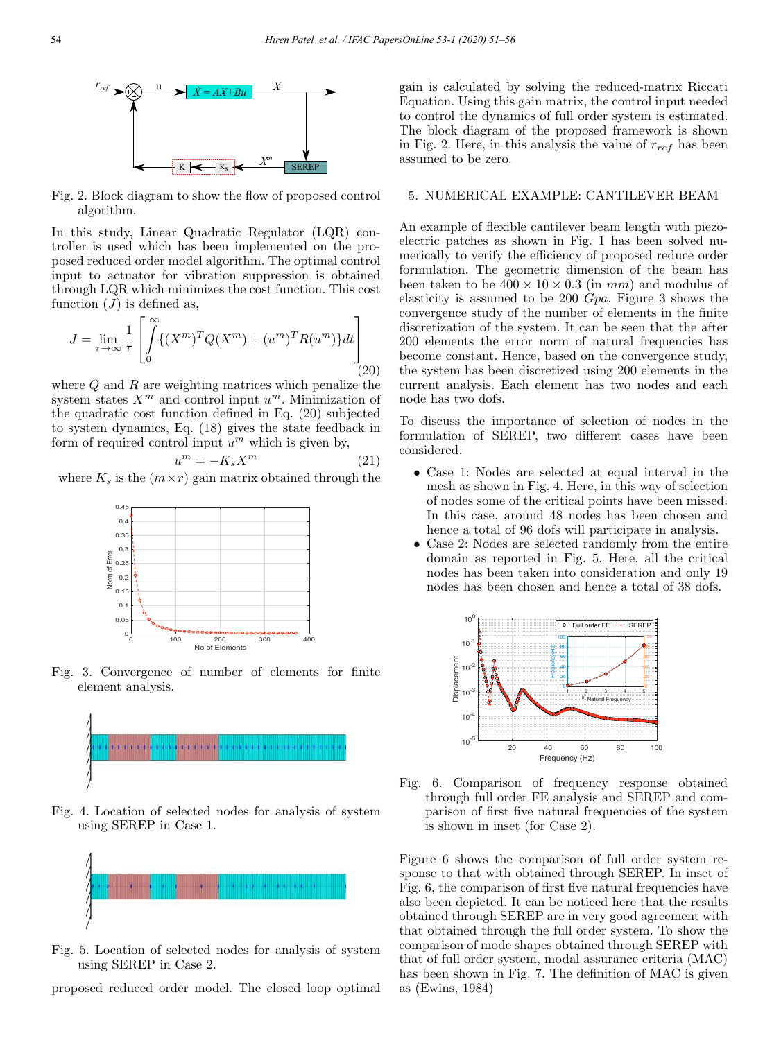Fig. 2. Block diagram to show the flow of proposed control algorithm.

In this study, Linear Quadratic Regulator (LQR) controller is used which has been implemented on the proposed reduced order model algorithm. The optimal control input to actuator for vibration suppression is obtained through LQR which minimizes the cost function. This cost function ($J$) is defined as,

$$J = \lim_{\tau \to \infty} \frac{1}{\tau} \left[ \int_0^\infty \{(X^m)^T Q (X^m) + (u^m)^T R (u^m)\} dt \right] \tag{20}$$

where $Q$ and $R$ are weighting matrices which penalize the system states $X^m$ and control input $u^m$. Minimization of the quadratic cost function defined in Eq. (20) subjected to system dynamics, Eq. (18) gives the state feedback in form of required control input $u^m$ which is given by,

$$u^m = -K_s X^m \tag{21}$$

where $K_s$ is the $(m \times r)$ gain matrix obtained through the proposed reduced order model. The closed loop optimal gain is calculated by solving the reduced-matrix Riccati Equation. Using this gain matrix, the control input needed to control the dynamics of full order system is estimated. The block diagram of the proposed framework is shown in Fig. 2. Here, in this analysis the value of $r_{ref}$ has been assumed to be zero.

Fig. 3. Convergence of number of elements for finite element analysis.

Fig. 4. Location of selected nodes for analysis of system using SEREP in Case 1.

Fig. 5. Location of selected nodes for analysis of system using SEREP in Case 2.

## 5. NUMERICAL EXAMPLE: CANTILEVER BEAM

An example of flexible cantilever beam length with piezoelectric patches as shown in Fig. 1 has been solved numerically to verify the efficiency of proposed reduce order formulation. The geometric dimension of the beam has been taken to be $400 \times 10 \times 0.3$ (in $mm$) and modulus of elasticity is assumed to be 200 $Gpa$. Figure 3 shows the convergence study of the number of elements in the finite discretization of the system. It can be seen that the after 200 elements the error norm of natural frequencies has become constant. Hence, based on the convergence study, the system has been discretized using 200 elements in the current analysis. Each element has two nodes and each node has two dofs.

To discuss the importance of selection of nodes in the formulation of SEREP, two different cases have been considered.

- Case 1: Nodes are selected at equal interval in the mesh as shown in Fig. 4. Here, in this way of selection of nodes some of the critical points have been missed. In this case, around 48 nodes has been chosen and hence a total of 96 dofs will participate in analysis.
- Case 2: Nodes are selected randomly from the entire domain as reported in Fig. 5. Here, all the critical nodes has been taken into consideration and only 19 nodes has been chosen and hence a total of 38 dofs.

Fig. 6. Comparison of frequency response obtained through full order FE analysis and SEREP and comparison of first five natural frequencies of the system is shown in inset (for Case 2).

Figure 6 shows the comparison of full order system response to that with obtained through SEREP. In inset of Fig. 6, the comparison of first five natural frequencies have also been depicted. It can be noticed here that the results obtained through SEREP are in very good agreement with that obtained through the full order system. To show the comparison of mode shapes obtained through SEREP with that of full order system, modal assurance criteria (MAC) has been shown in Fig. 7. The definition of MAC is given as (Ewins, 1984)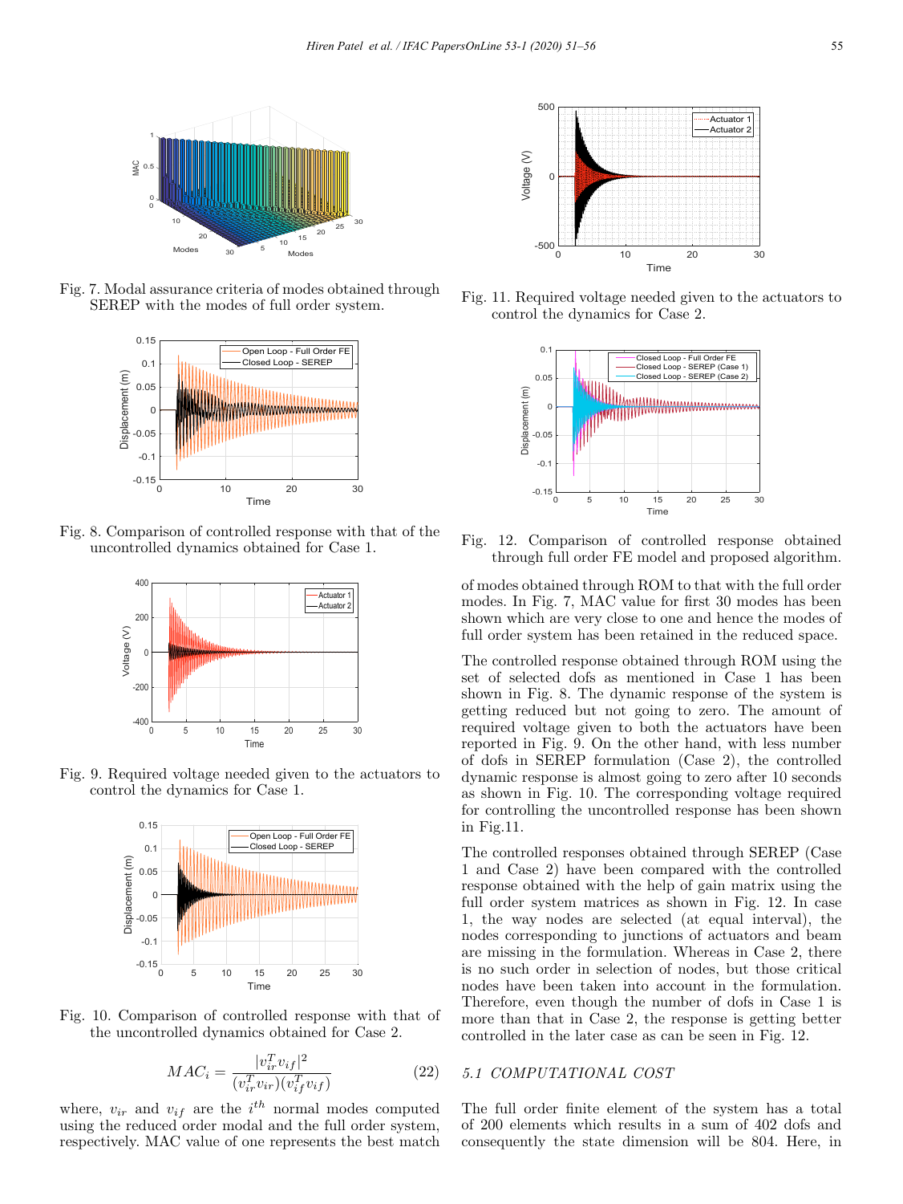Fig. 7. Modal assurance criteria of modes obtained through SEREP with the modes of full order system.

Fig. 8. Comparison of controlled response with that of the uncontrolled dynamics obtained for Case 1.

Fig. 9. Required voltage needed given to the actuators to control the dynamics for Case 1.

Fig. 10. Comparison of controlled response with that of the uncontrolled dynamics obtained for Case 2.

$$MAC_i = \frac{|v_{ir}^T v_{if}|^2}{(v_{ir}^T v_{ir})(v_{if}^T v_{if})} \tag{22}$$

where, $v_{ir}$ and $v_{if}$ are the $i^{th}$ normal modes computed using the reduced order modal and the full order system, respectively. MAC value of one represents the best match of modes obtained through ROM to that with the full order modes. In Fig. 7, MAC value for first 30 modes has been shown which are very close to one and hence the modes of full order system has been retained in the reduced space.

Fig. 11. Required voltage needed given to the actuators to control the dynamics for Case 2.

Fig. 12. Comparison of controlled response obtained through full order FE model and proposed algorithm.

The controlled response obtained through ROM using the set of selected dofs as mentioned in Case 1 has been shown in Fig. 8. The dynamic response of the system is getting reduced but not going to zero. The amount of required voltage given to both the actuators have been reported in Fig. 9. On the other hand, with less number of dofs in SEREP formulation (Case 2), the controlled dynamic response is almost going to zero after 10 seconds as shown in Fig. 10. The corresponding voltage required for controlling the uncontrolled response has been shown in Fig.11.

The controlled responses obtained through SEREP (Case 1 and Case 2) have been compared with the controlled response obtained with the help of gain matrix using the full order system matrices as shown in Fig. 12. In case 1, the way nodes are selected (at equal interval), the nodes corresponding to junctions of actuators and beam are missing in the formulation. Whereas in Case 2, there is no such order in selection of nodes, but those critical nodes have been taken into account in the formulation. Therefore, even though the number of dofs in Case 1 is more than that in Case 2, the response is getting better controlled in the later case as can be seen in Fig. 12.

### 5.1 COMPUTATIONAL COST

The full order finite element of the system has a total of 200 elements which results in a sum of 402 dofs and consequently the state dimension will be 804. Here, in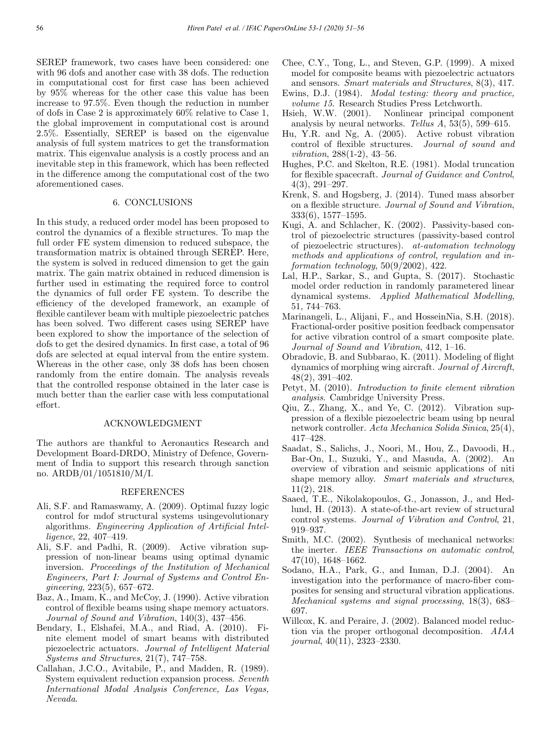SEREP framework, two cases have been considered: one with 96 dofs and another case with 38 dofs. The reduction in computational cost for first case has been achieved by 95% whereas for the other case this value has been increase to 97.5%. Even though the reduction in number of dofs in Case 2 is approximately 60% relative to Case 1, the global improvement in computational cost is around 2.5%. Essentially, SEREP is based on the eigenvalue analysis of full system matrices to get the transformation matrix. This eigenvalue analysis is a costly process and an inevitable step in this framework, which has been reflected in the difference among the computational cost of the two aforementioned cases.

## 6. CONCLUSIONS

In this study, a reduced order model has been proposed to control the dynamics of a flexible structures. To map the full order FE system dimension to reduced subspace, the transformation matrix is obtained through SEREP. Here, the system is solved in reduced dimension to get the gain matrix. The gain matrix obtained in reduced dimension is further used in estimating the required force to control the dynamics of full order FE system. To describe the efficiency of the developed framework, an example of flexible cantilever beam with multiple piezoelectric patches has been solved. Two different cases using SEREP have been explored to show the importance of the selection of dofs to get the desired dynamics. In first case, a total of 96 dofs are selected at equal interval from the entire system. Whereas in the other case, only 38 dofs has been chosen randomly from the entire domain. The analysis reveals that the controlled response obtained in the later case is much better than the earlier case with less computational effort.

## ACKNOWLEDGMENT

The authors are thankful to Aeronautics Research and Development Board-DRDO, Ministry of Defence, Government of India to support this research through sanction no. ARDB/01/1051810/M/I.

## REFERENCES

Ali, S.F. and Ramaswamy, A. (2009). Optimal fuzzy logic control for mdof structural systems usingevolutionary algorithms. *Engineering Application of Artificial Intelligence*, 22, 407–419.

Ali, S.F. and Padhi, R. (2009). Active vibration suppression of non-linear beams using optimal dynamic inversion. *Proceedings of the Institution of Mechanical Engineers, Part I: Journal of Systems and Control Engineering*, 223(5), 657–672.

Baz, A., Imam, K., and McCoy, J. (1990). Active vibration control of flexible beams using shape memory actuators. *Journal of Sound and Vibration*, 140(3), 437–456.

Bendary, I., Elshafei, M.A., and Riad, A. (2010). Finite element model of smart beams with distributed piezoelectric actuators. *Journal of Intelligent Material Systems and Structures*, 21(7), 747–758.

Callahan, J.C.O., Avitabile, P., and Madden, R. (1989). System equivalent reduction expansion process. *Seventh International Modal Analysis Conference, Las Vegas, Nevada*.

Chee, C.Y., Tong, L., and Steven, G.P. (1999). A mixed model for composite beams with piezoelectric actuators and sensors. *Smart materials and Structures*, 8(3), 417.

Ewins, D.J. (1984). *Modal testing: theory and practice, volume 15*. Research Studies Press Letchworth.

Hsieh, W.W. (2001). Nonlinear principal component analysis by neural networks. *Tellus A*, 53(5), 599–615.

Hu, Y.R. and Ng, A. (2005). Active robust vibration control of flexible structures. *Journal of sound and vibration*, 288(1-2), 43–56.

Hughes, P.C. and Skelton, R.E. (1981). Modal truncation for flexible spacecraft. *Journal of Guidance and Control*, 4(3), 291–297.

Krenk, S. and Hogsberg, J. (2014). Tuned mass absorber on a flexible structure. *Journal of Sound and Vibration*, 333(6), 1577–1595.

Kugi, A. and Schlacher, K. (2002). Passivity-based control of piezoelectric structures (passivity-based control of piezoelectric structures). *at-automation technology methods and applications of control, regulation and information technology*, 50(9/2002), 422.

Lal, H.P., Sarkar, S., and Gupta, S. (2017). Stochastic model order reduction in randomly parametered linear dynamical systems. *Applied Mathematical Modelling*, 51, 744–763.

Marinangeli, L., Alijani, F., and HosseinNia, S.H. (2018). Fractional-order positive position feedback compensator for active vibration control of a smart composite plate. *Journal of Sound and Vibration*, 412, 1–16.

Obradovic, B. and Subbarao, K. (2011). Modeling of flight dynamics of morphing wing aircraft. *Journal of Aircraft*, 48(2), 391–402.

Petyt, M. (2010). *Introduction to finite element vibration analysis*. Cambridge University Press.

Qiu, Z., Zhang, X., and Ye, C. (2012). Vibration suppression of a flexible piezoelectric beam using bp neural network controller. *Acta Mechanica Solida Sinica*, 25(4), 417–428.

Saadat, S., Salichs, J., Noori, M., Hou, Z., Davoodi, H., Bar-On, I., Suzuki, Y., and Masuda, A. (2002). An overview of vibration and seismic applications of niti shape memory alloy. *Smart materials and structures*, 11(2), 218.

Saaed, T.E., Nikolakopoulos, G., Jonasson, J., and Hedlund, H. (2013). A state-of-the-art review of structural control systems. *Journal of Vibration and Control*, 21, 919–937.

Smith, M.C. (2002). Synthesis of mechanical networks: the inerter. *IEEE Transactions on automatic control*, 47(10), 1648–1662.

Sodano, H.A., Park, G., and Inman, D.J. (2004). An investigation into the performance of macro-fiber composites for sensing and structural vibration applications. *Mechanical systems and signal processing*, 18(3), 683–697.

Willcox, K. and Peraire, J. (2002). Balanced model reduction via the proper orthogonal decomposition. *AIAA journal*, 40(11), 2323–2330.